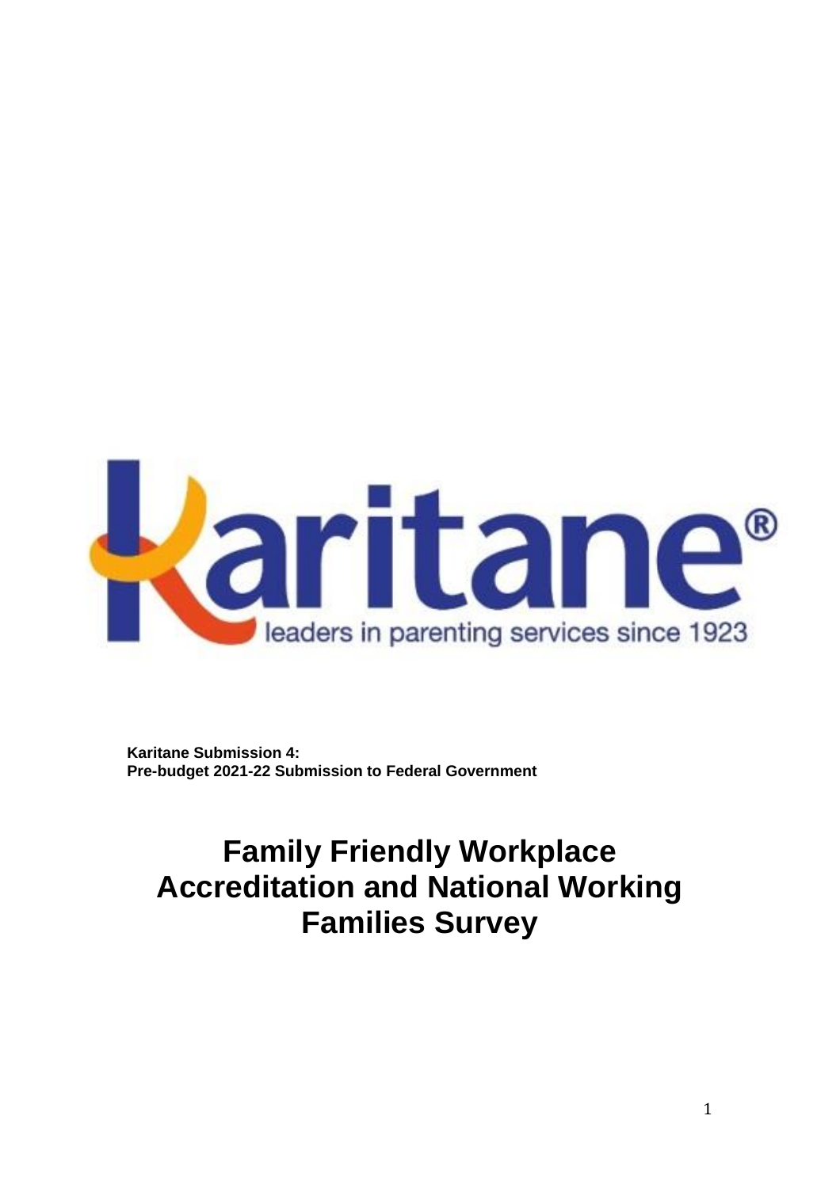Karitane®

leaders in parenting services since 1923

**Karitane Submission 4:**
**Pre-budget 2021-22 Submission to Federal Government**

# Family Friendly Workplace Accreditation and National Working Families Survey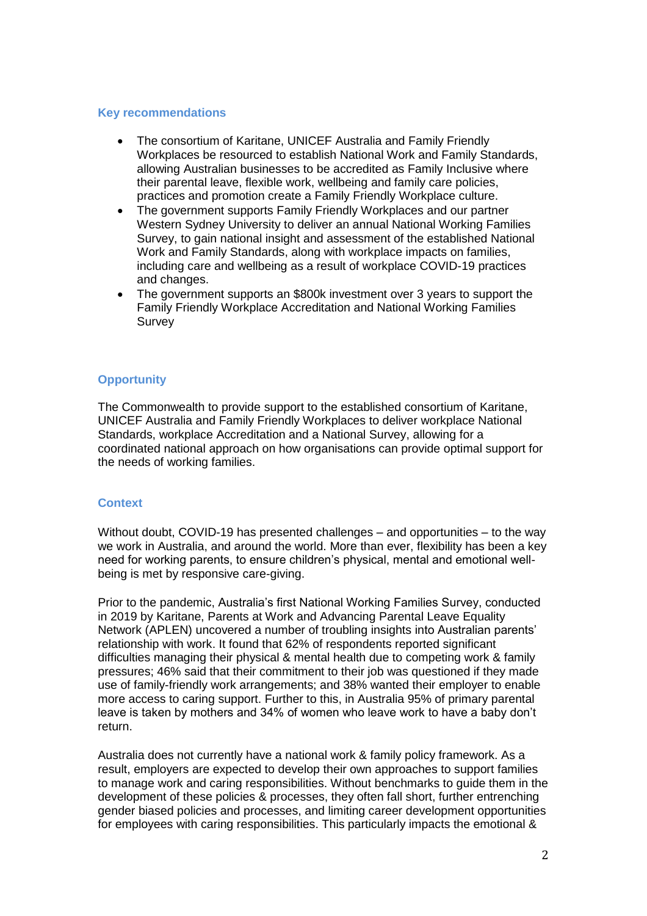## Key recommendations

- The consortium of Karitane, UNICEF Australia and Family Friendly Workplaces be resourced to establish National Work and Family Standards, allowing Australian businesses to be accredited as Family Inclusive where their parental leave, flexible work, wellbeing and family care policies, practices and promotion create a Family Friendly Workplace culture.
- The government supports Family Friendly Workplaces and our partner Western Sydney University to deliver an annual National Working Families Survey, to gain national insight and assessment of the established National Work and Family Standards, along with workplace impacts on families, including care and wellbeing as a result of workplace COVID-19 practices and changes.
- The government supports an $800k investment over 3 years to support the Family Friendly Workplace Accreditation and National Working Families Survey

## Opportunity

The Commonwealth to provide support to the established consortium of Karitane, UNICEF Australia and Family Friendly Workplaces to deliver workplace National Standards, workplace Accreditation and a National Survey, allowing for a coordinated national approach on how organisations can provide optimal support for the needs of working families.

## Context

Without doubt, COVID-19 has presented challenges – and opportunities – to the way we work in Australia, and around the world. More than ever, flexibility has been a key need for working parents, to ensure children's physical, mental and emotional well-being is met by responsive care-giving.

Prior to the pandemic, Australia's first National Working Families Survey, conducted in 2019 by Karitane, Parents at Work and Advancing Parental Leave Equality Network (APLEN) uncovered a number of troubling insights into Australian parents' relationship with work. It found that 62% of respondents reported significant difficulties managing their physical & mental health due to competing work & family pressures; 46% said that their commitment to their job was questioned if they made use of family-friendly work arrangements; and 38% wanted their employer to enable more access to caring support. Further to this, in Australia 95% of primary parental leave is taken by mothers and 34% of women who leave work to have a baby don't return.

Australia does not currently have a national work & family policy framework. As a result, employers are expected to develop their own approaches to support families to manage work and caring responsibilities. Without benchmarks to guide them in the development of these policies & processes, they often fall short, further entrenching gender biased policies and processes, and limiting career development opportunities for employees with caring responsibilities. This particularly impacts the emotional &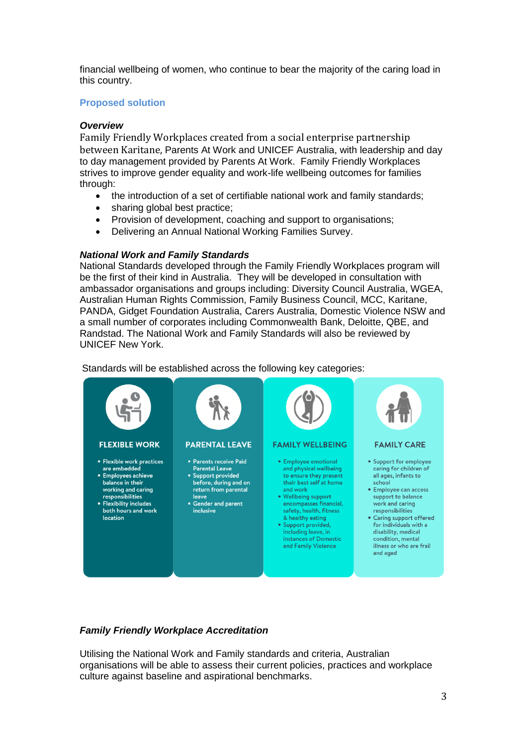financial wellbeing of women, who continue to bear the majority of the caring load in this country.

## Proposed solution

### *Overview*

Family Friendly Workplaces created from a social enterprise partnership between Karitane, Parents At Work and UNICEF Australia, with leadership and day to day management provided by Parents At Work. Family Friendly Workplaces strives to improve gender equality and work-life wellbeing outcomes for families through:

- the introduction of a set of certifiable national work and family standards;
- sharing global best practice;
- Provision of development, coaching and support to organisations;
- Delivering an Annual National Working Families Survey.

### *National Work and Family Standards*

National Standards developed through the Family Friendly Workplaces program will be the first of their kind in Australia. They will be developed in consultation with ambassador organisations and groups including: Diversity Council Australia, WGEA, Australian Human Rights Commission, Family Business Council, MCC, Karitane, PANDA, Gidget Foundation Australia, Carers Australia, Domestic Violence NSW and a small number of corporates including Commonwealth Bank, Deloitte, QBE, and Randstad. The National Work and Family Standards will also be reviewed by UNICEF New York.

Standards will be established across the following key categories:

| FLEXIBLE WORK | PARENTAL LEAVE | FAMILY WELLBEING | FAMILY CARE |
|---|---|---|---|
| • Flexible work practices are embedded<br>• Employees achieve balance in their working and caring responsibilities<br>• Flexibility includes both hours and work location | • Parents receive Paid Parental Leave<br>• Support provided before, during and on return from parental leave<br>• Gender and parent inclusive | • Employee emotional and physical wellbeing to ensure they present their best self at home and work<br>• Wellbeing support encompasses financial, safety, health, fitness & healthy eating<br>• Support provided, including leave, in instances of Domestic and Family Violence | • Support for employee caring for children of all ages, infants to school<br>• Employee can access support to balance work and caring responsibilities<br>• Caring support offered for individuals with a disability, medical condition, mental illness or who are frail and aged |

### *Family Friendly Workplace Accreditation*

Utilising the National Work and Family standards and criteria, Australian organisations will be able to assess their current policies, practices and workplace culture against baseline and aspirational benchmarks.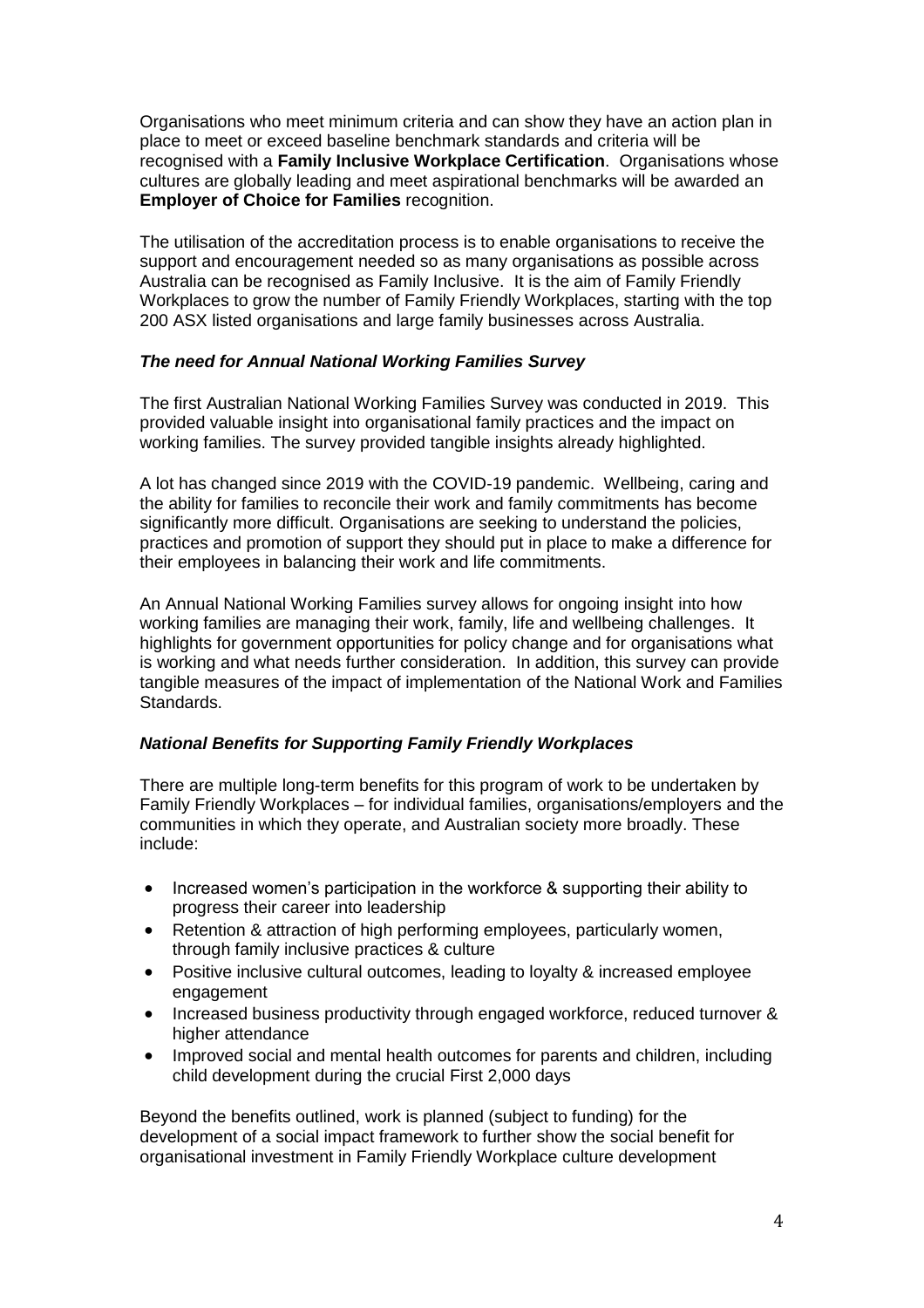Organisations who meet minimum criteria and can show they have an action plan in place to meet or exceed baseline benchmark standards and criteria will be recognised with a **Family Inclusive Workplace Certification**. Organisations whose cultures are globally leading and meet aspirational benchmarks will be awarded an **Employer of Choice for Families** recognition.

The utilisation of the accreditation process is to enable organisations to receive the support and encouragement needed so as many organisations as possible across Australia can be recognised as Family Inclusive. It is the aim of Family Friendly Workplaces to grow the number of Family Friendly Workplaces, starting with the top 200 ASX listed organisations and large family businesses across Australia.

### *The need for Annual National Working Families Survey*

The first Australian National Working Families Survey was conducted in 2019. This provided valuable insight into organisational family practices and the impact on working families. The survey provided tangible insights already highlighted.

A lot has changed since 2019 with the COVID-19 pandemic. Wellbeing, caring and the ability for families to reconcile their work and family commitments has become significantly more difficult. Organisations are seeking to understand the policies, practices and promotion of support they should put in place to make a difference for their employees in balancing their work and life commitments.

An Annual National Working Families survey allows for ongoing insight into how working families are managing their work, family, life and wellbeing challenges. It highlights for government opportunities for policy change and for organisations what is working and what needs further consideration. In addition, this survey can provide tangible measures of the impact of implementation of the National Work and Families Standards.

### *National Benefits for Supporting Family Friendly Workplaces*

There are multiple long-term benefits for this program of work to be undertaken by Family Friendly Workplaces – for individual families, organisations/employers and the communities in which they operate, and Australian society more broadly. These include:

- Increased women's participation in the workforce & supporting their ability to progress their career into leadership
- Retention & attraction of high performing employees, particularly women, through family inclusive practices & culture
- Positive inclusive cultural outcomes, leading to loyalty & increased employee engagement
- Increased business productivity through engaged workforce, reduced turnover & higher attendance
- Improved social and mental health outcomes for parents and children, including child development during the crucial First 2,000 days

Beyond the benefits outlined, work is planned (subject to funding) for the development of a social impact framework to further show the social benefit for organisational investment in Family Friendly Workplace culture development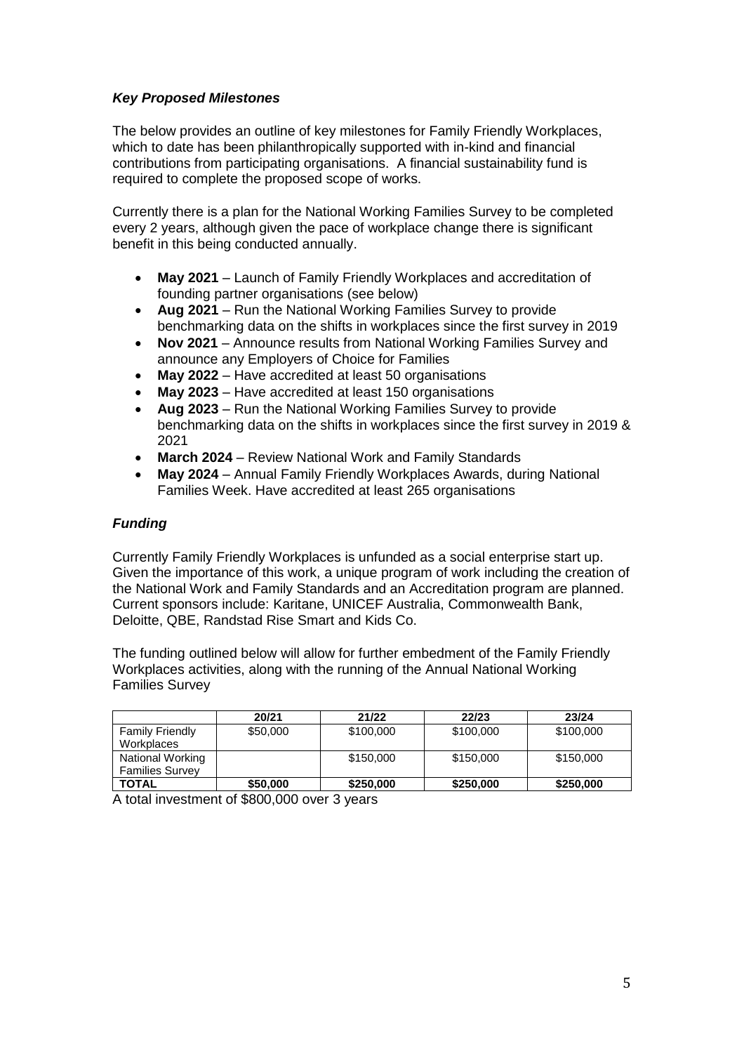### *Key Proposed Milestones*

The below provides an outline of key milestones for Family Friendly Workplaces, which to date has been philanthropically supported with in-kind and financial contributions from participating organisations. A financial sustainability fund is required to complete the proposed scope of works.

Currently there is a plan for the National Working Families Survey to be completed every 2 years, although given the pace of workplace change there is significant benefit in this being conducted annually.

- **May 2021** – Launch of Family Friendly Workplaces and accreditation of founding partner organisations (see below)
- **Aug 2021** – Run the National Working Families Survey to provide benchmarking data on the shifts in workplaces since the first survey in 2019
- **Nov 2021** – Announce results from National Working Families Survey and announce any Employers of Choice for Families
- **May 2022** – Have accredited at least 50 organisations
- **May 2023** – Have accredited at least 150 organisations
- **Aug 2023** – Run the National Working Families Survey to provide benchmarking data on the shifts in workplaces since the first survey in 2019 & 2021
- **March 2024** – Review National Work and Family Standards
- **May 2024** – Annual Family Friendly Workplaces Awards, during National Families Week. Have accredited at least 265 organisations

### *Funding*

Currently Family Friendly Workplaces is unfunded as a social enterprise start up. Given the importance of this work, a unique program of work including the creation of the National Work and Family Standards and an Accreditation program are planned. Current sponsors include: Karitane, UNICEF Australia, Commonwealth Bank, Deloitte, QBE, Randstad Rise Smart and Kids Co.

The funding outlined below will allow for further embedment of the Family Friendly Workplaces activities, along with the running of the Annual National Working Families Survey

| | 20/21 | 21/22 | 22/23 | 23/24 |
|---|---|---|---|---|
| Family Friendly Workplaces | \$50,000 | \$100,000 | \$100,000 | \$100,000 |
| National Working Families Survey | | \$150,000 | \$150,000 | \$150,000 |
| **TOTAL** | **\$50,000** | **\$250,000** | **\$250,000** | **\$250,000** |

A total investment of \$800,000 over 3 years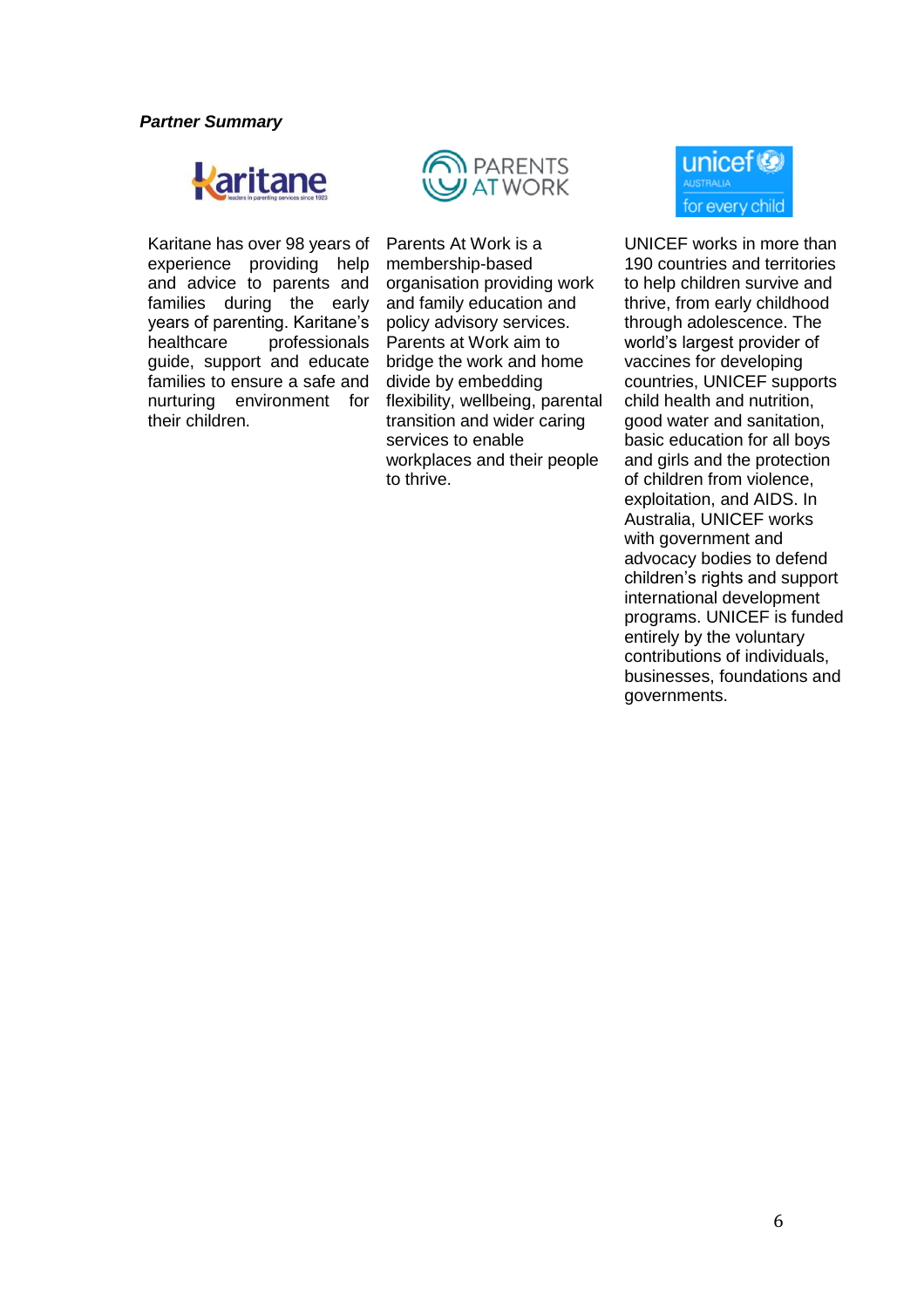***Partner Summary***

Karitane has over 98 years of experience providing help and advice to parents and families during the early years of parenting. Karitane's healthcare professionals guide, support and educate families to ensure a safe and nurturing environment for their children.

Parents At Work is a membership-based organisation providing work and family education and policy advisory services. Parents at Work aim to bridge the work and home divide by embedding flexibility, wellbeing, parental transition and wider caring services to enable workplaces and their people to thrive.

UNICEF works in more than 190 countries and territories to help children survive and thrive, from early childhood through adolescence. The world's largest provider of vaccines for developing countries, UNICEF supports child health and nutrition, good water and sanitation, basic education for all boys and girls and the protection of children from violence, exploitation, and AIDS. In Australia, UNICEF works with government and advocacy bodies to defend children's rights and support international development programs. UNICEF is funded entirely by the voluntary contributions of individuals, businesses, foundations and governments.